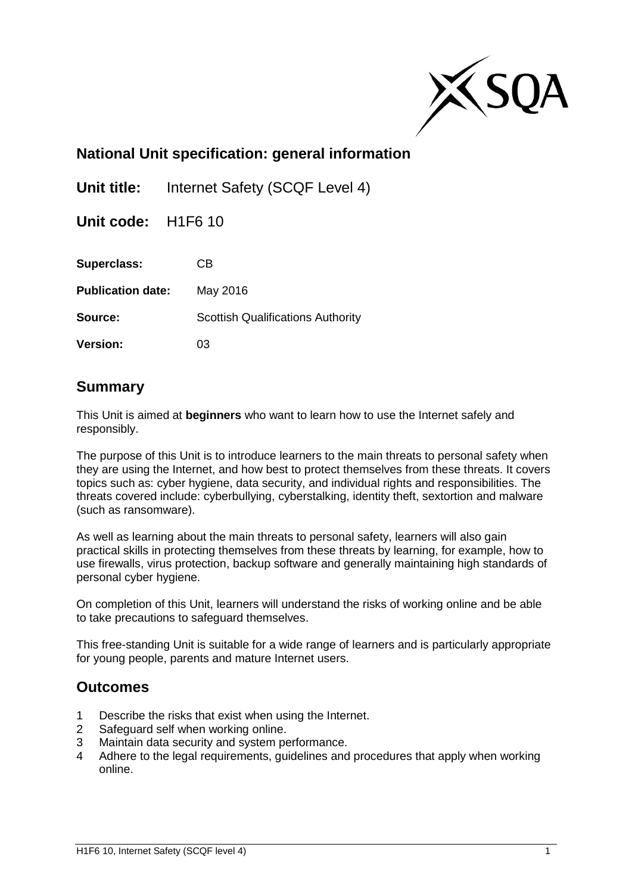## National Unit specification: general information

**Unit title:** Internet Safety (SCQF Level 4)

**Unit code:** H1F6 10

**Superclass:** CB

**Publication date:** May 2016

**Source:** Scottish Qualifications Authority

**Version:** 03

## Summary

This Unit is aimed at **beginners** who want to learn how to use the Internet safely and responsibly.

The purpose of this Unit is to introduce learners to the main threats to personal safety when they are using the Internet, and how best to protect themselves from these threats. It covers topics such as: cyber hygiene, data security, and individual rights and responsibilities. The threats covered include: cyberbullying, cyberstalking, identity theft, sextortion and malware (such as ransomware).

As well as learning about the main threats to personal safety, learners will also gain practical skills in protecting themselves from these threats by learning, for example, how to use firewalls, virus protection, backup software and generally maintaining high standards of personal cyber hygiene.

On completion of this Unit, learners will understand the risks of working online and be able to take precautions to safeguard themselves.

This free-standing Unit is suitable for a wide range of learners and is particularly appropriate for young people, parents and mature Internet users.

## Outcomes

1. Describe the risks that exist when using the Internet.
2. Safeguard self when working online.
3. Maintain data security and system performance.
4. Adhere to the legal requirements, guidelines and procedures that apply when working online.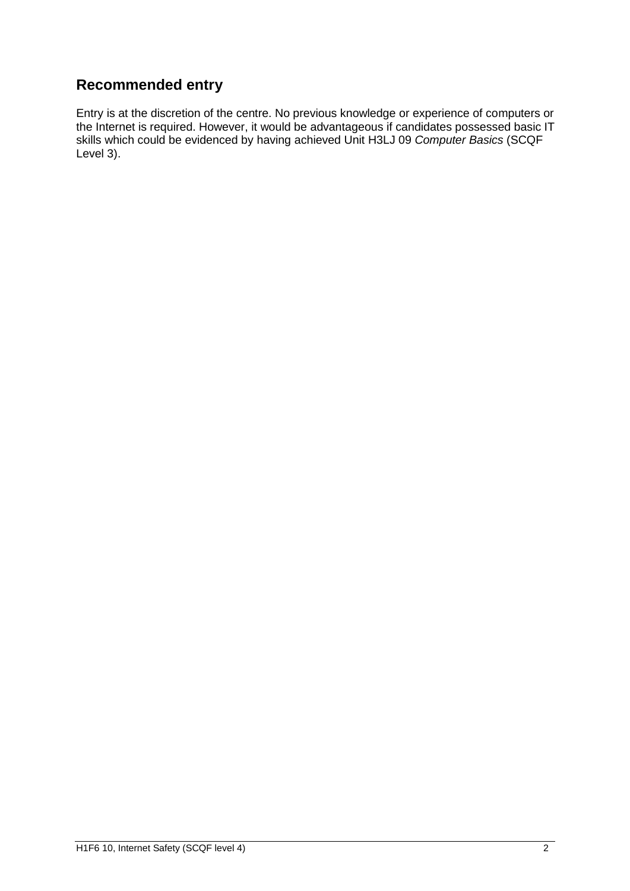## Recommended entry

Entry is at the discretion of the centre. No previous knowledge or experience of computers or the Internet is required. However, it would be advantageous if candidates possessed basic IT skills which could be evidenced by having achieved Unit H3LJ 09 *Computer Basics* (SCQF Level 3).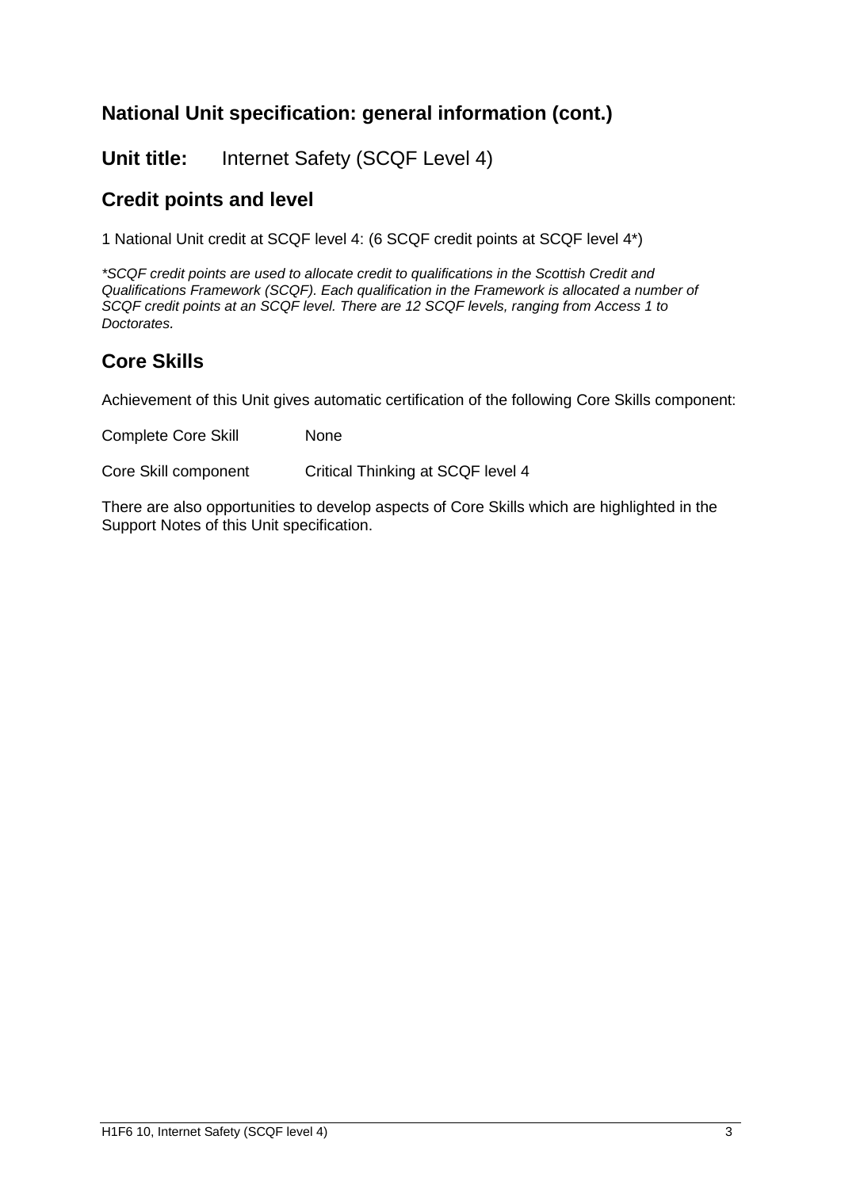## National Unit specification: general information (cont.)

**Unit title:** Internet Safety (SCQF Level 4)

## Credit points and level

1 National Unit credit at SCQF level 4: (6 SCQF credit points at SCQF level 4*)

*\*SCQF credit points are used to allocate credit to qualifications in the Scottish Credit and Qualifications Framework (SCQF). Each qualification in the Framework is allocated a number of SCQF credit points at an SCQF level. There are 12 SCQF levels, ranging from Access 1 to Doctorates.*

## Core Skills

Achievement of this Unit gives automatic certification of the following Core Skills component:

| | |
|---|---|
| Complete Core Skill | None |
| Core Skill component | Critical Thinking at SCQF level 4 |

There are also opportunities to develop aspects of Core Skills which are highlighted in the Support Notes of this Unit specification.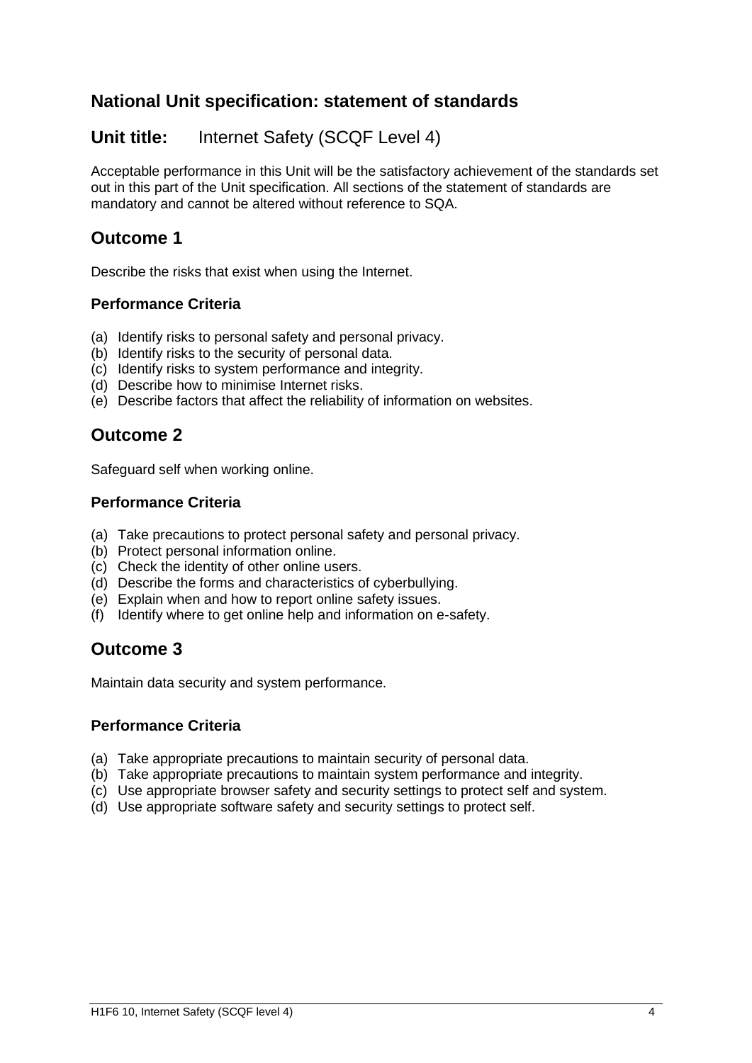## National Unit specification: statement of standards

### **Unit title:** Internet Safety (SCQF Level 4)

Acceptable performance in this Unit will be the satisfactory achievement of the standards set out in this part of the Unit specification. All sections of the statement of standards are mandatory and cannot be altered without reference to SQA.

## Outcome 1

Describe the risks that exist when using the Internet.

### Performance Criteria

(a) Identify risks to personal safety and personal privacy.
(b) Identify risks to the security of personal data.
(c) Identify risks to system performance and integrity.
(d) Describe how to minimise Internet risks.
(e) Describe factors that affect the reliability of information on websites.

## Outcome 2

Safeguard self when working online.

### Performance Criteria

(a) Take precautions to protect personal safety and personal privacy.
(b) Protect personal information online.
(c) Check the identity of other online users.
(d) Describe the forms and characteristics of cyberbullying.
(e) Explain when and how to report online safety issues.
(f) Identify where to get online help and information on e-safety.

## Outcome 3

Maintain data security and system performance.

### Performance Criteria

(a) Take appropriate precautions to maintain security of personal data.
(b) Take appropriate precautions to maintain system performance and integrity.
(c) Use appropriate browser safety and security settings to protect self and system.
(d) Use appropriate software safety and security settings to protect self.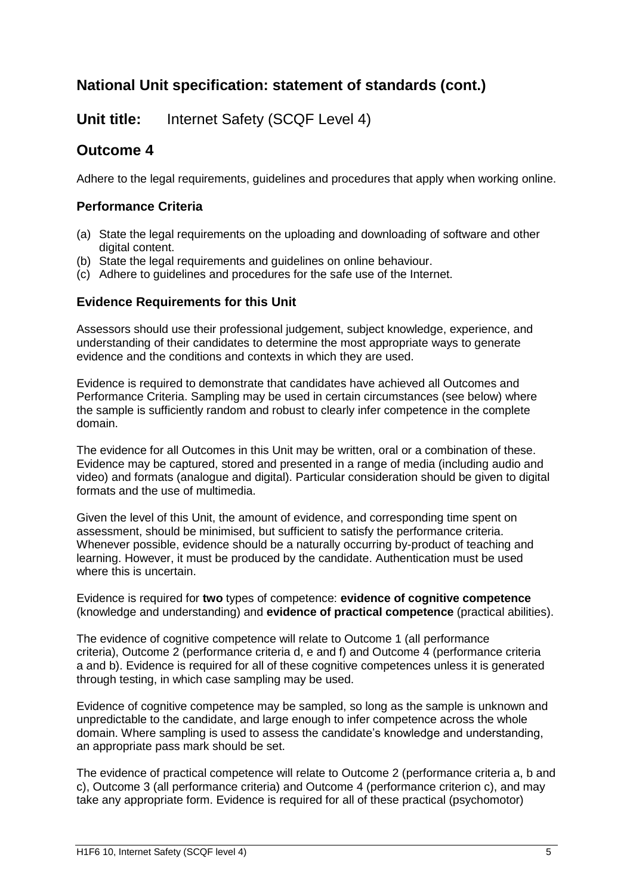## National Unit specification: statement of standards (cont.)

**Unit title:** Internet Safety (SCQF Level 4)

## Outcome 4

Adhere to the legal requirements, guidelines and procedures that apply when working online.

### Performance Criteria

(a) State the legal requirements on the uploading and downloading of software and other digital content.
(b) State the legal requirements and guidelines on online behaviour.
(c) Adhere to guidelines and procedures for the safe use of the Internet.

### Evidence Requirements for this Unit

Assessors should use their professional judgement, subject knowledge, experience, and understanding of their candidates to determine the most appropriate ways to generate evidence and the conditions and contexts in which they are used.

Evidence is required to demonstrate that candidates have achieved all Outcomes and Performance Criteria. Sampling may be used in certain circumstances (see below) where the sample is sufficiently random and robust to clearly infer competence in the complete domain.

The evidence for all Outcomes in this Unit may be written, oral or a combination of these. Evidence may be captured, stored and presented in a range of media (including audio and video) and formats (analogue and digital). Particular consideration should be given to digital formats and the use of multimedia.

Given the level of this Unit, the amount of evidence, and corresponding time spent on assessment, should be minimised, but sufficient to satisfy the performance criteria. Whenever possible, evidence should be a naturally occurring by-product of teaching and learning. However, it must be produced by the candidate. Authentication must be used where this is uncertain.

Evidence is required for **two** types of competence: **evidence of cognitive competence** (knowledge and understanding) and **evidence of practical competence** (practical abilities).

The evidence of cognitive competence will relate to Outcome 1 (all performance criteria), Outcome 2 (performance criteria d, e and f) and Outcome 4 (performance criteria a and b). Evidence is required for all of these cognitive competences unless it is generated through testing, in which case sampling may be used.

Evidence of cognitive competence may be sampled, so long as the sample is unknown and unpredictable to the candidate, and large enough to infer competence across the whole domain. Where sampling is used to assess the candidate's knowledge and understanding, an appropriate pass mark should be set.

The evidence of practical competence will relate to Outcome 2 (performance criteria a, b and c), Outcome 3 (all performance criteria) and Outcome 4 (performance criterion c), and may take any appropriate form. Evidence is required for all of these practical (psychomotor)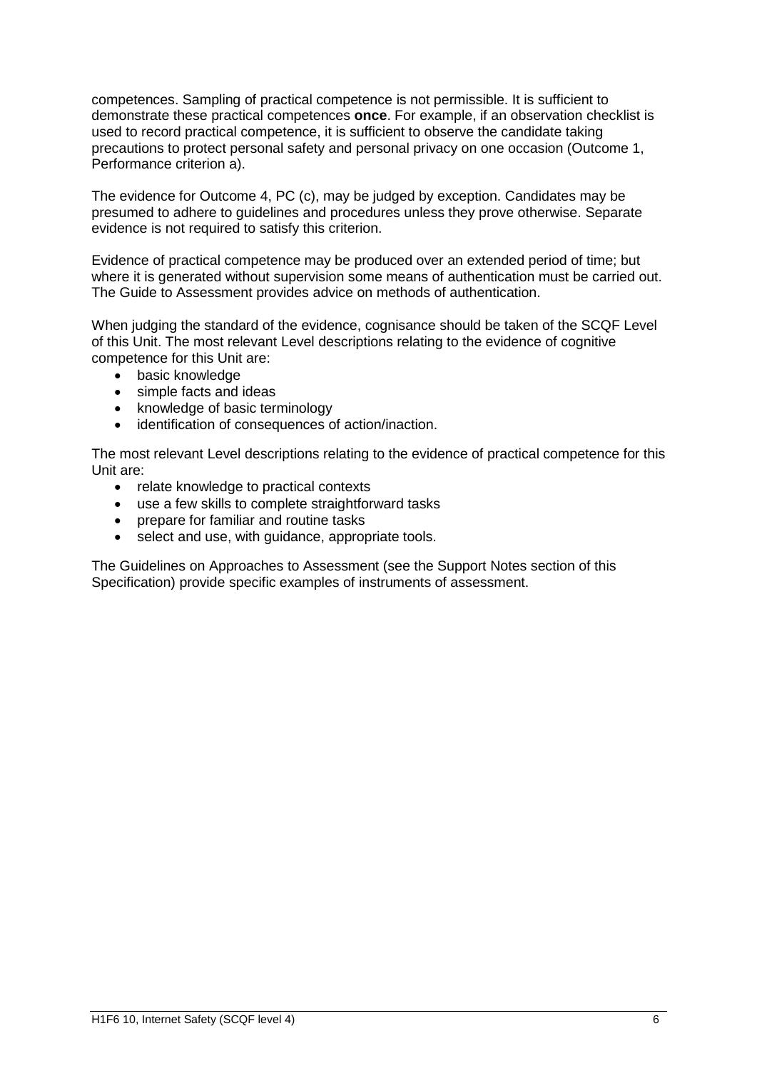competences. Sampling of practical competence is not permissible. It is sufficient to demonstrate these practical competences **once**. For example, if an observation checklist is used to record practical competence, it is sufficient to observe the candidate taking precautions to protect personal safety and personal privacy on one occasion (Outcome 1, Performance criterion a).

The evidence for Outcome 4, PC (c), may be judged by exception. Candidates may be presumed to adhere to guidelines and procedures unless they prove otherwise. Separate evidence is not required to satisfy this criterion.

Evidence of practical competence may be produced over an extended period of time; but where it is generated without supervision some means of authentication must be carried out. The Guide to Assessment provides advice on methods of authentication.

When judging the standard of the evidence, cognisance should be taken of the SCQF Level of this Unit. The most relevant Level descriptions relating to the evidence of cognitive competence for this Unit are:

- basic knowledge
- simple facts and ideas
- knowledge of basic terminology
- identification of consequences of action/inaction.

The most relevant Level descriptions relating to the evidence of practical competence for this Unit are:

- relate knowledge to practical contexts
- use a few skills to complete straightforward tasks
- prepare for familiar and routine tasks
- select and use, with guidance, appropriate tools.

The Guidelines on Approaches to Assessment (see the Support Notes section of this Specification) provide specific examples of instruments of assessment.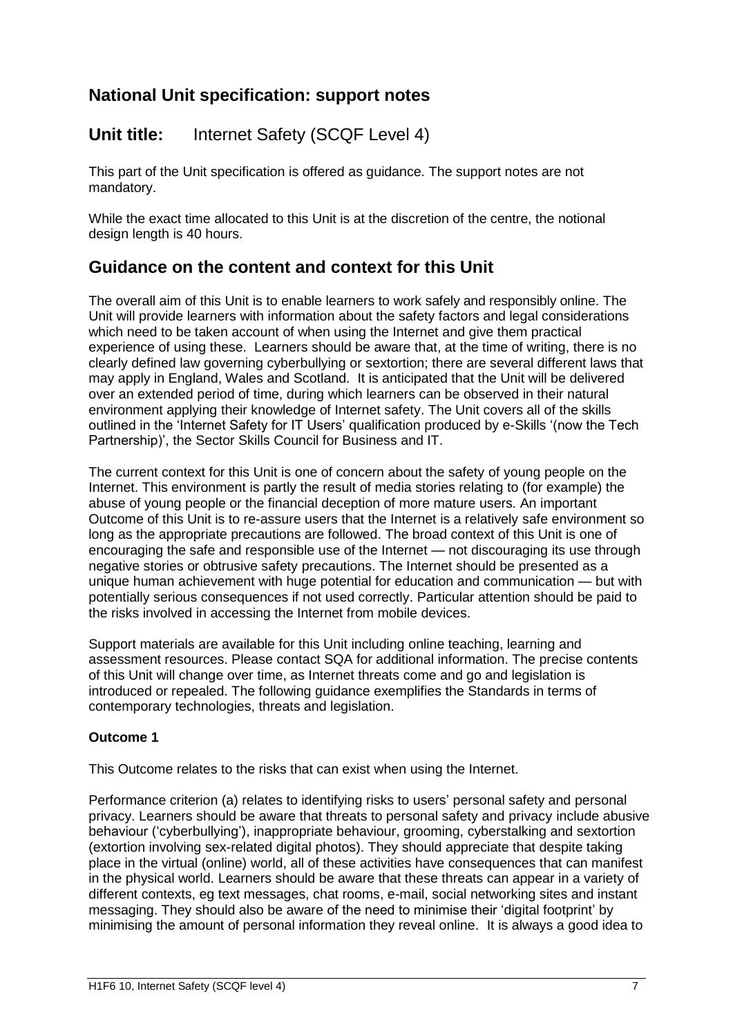## National Unit specification: support notes

## **Unit title:** Internet Safety (SCQF Level 4)

This part of the Unit specification is offered as guidance. The support notes are not mandatory.

While the exact time allocated to this Unit is at the discretion of the centre, the notional design length is 40 hours.

## Guidance on the content and context for this Unit

The overall aim of this Unit is to enable learners to work safely and responsibly online. The Unit will provide learners with information about the safety factors and legal considerations which need to be taken account of when using the Internet and give them practical experience of using these. Learners should be aware that, at the time of writing, there is no clearly defined law governing cyberbullying or sextortion; there are several different laws that may apply in England, Wales and Scotland. It is anticipated that the Unit will be delivered over an extended period of time, during which learners can be observed in their natural environment applying their knowledge of Internet safety. The Unit covers all of the skills outlined in the 'Internet Safety for IT Users' qualification produced by e-Skills '(now the Tech Partnership)', the Sector Skills Council for Business and IT.

The current context for this Unit is one of concern about the safety of young people on the Internet. This environment is partly the result of media stories relating to (for example) the abuse of young people or the financial deception of more mature users. An important Outcome of this Unit is to re-assure users that the Internet is a relatively safe environment so long as the appropriate precautions are followed. The broad context of this Unit is one of encouraging the safe and responsible use of the Internet — not discouraging its use through negative stories or obtrusive safety precautions. The Internet should be presented as a unique human achievement with huge potential for education and communication — but with potentially serious consequences if not used correctly. Particular attention should be paid to the risks involved in accessing the Internet from mobile devices.

Support materials are available for this Unit including online teaching, learning and assessment resources. Please contact SQA for additional information. The precise contents of this Unit will change over time, as Internet threats come and go and legislation is introduced or repealed. The following guidance exemplifies the Standards in terms of contemporary technologies, threats and legislation.

**Outcome 1**

This Outcome relates to the risks that can exist when using the Internet.

Performance criterion (a) relates to identifying risks to users' personal safety and personal privacy. Learners should be aware that threats to personal safety and privacy include abusive behaviour ('cyberbullying'), inappropriate behaviour, grooming, cyberstalking and sextortion (extortion involving sex-related digital photos). They should appreciate that despite taking place in the virtual (online) world, all of these activities have consequences that can manifest in the physical world. Learners should be aware that these threats can appear in a variety of different contexts, eg text messages, chat rooms, e-mail, social networking sites and instant messaging. They should also be aware of the need to minimise their 'digital footprint' by minimising the amount of personal information they reveal online. It is always a good idea to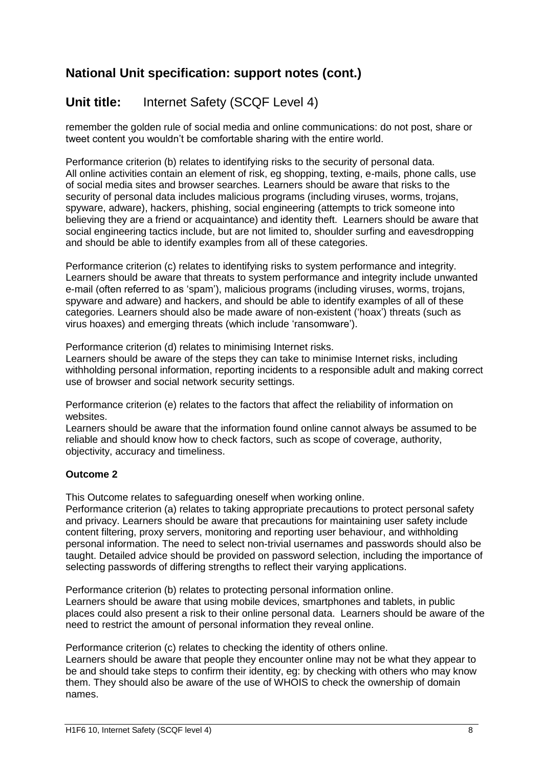## National Unit specification: support notes (cont.)

## Unit title: Internet Safety (SCQF Level 4)

remember the golden rule of social media and online communications: do not post, share or tweet content you wouldn't be comfortable sharing with the entire world.

Performance criterion (b) relates to identifying risks to the security of personal data.
All online activities contain an element of risk, eg shopping, texting, e-mails, phone calls, use of social media sites and browser searches. Learners should be aware that risks to the security of personal data includes malicious programs (including viruses, worms, trojans, spyware, adware), hackers, phishing, social engineering (attempts to trick someone into believing they are a friend or acquaintance) and identity theft. Learners should be aware that social engineering tactics include, but are not limited to, shoulder surfing and eavesdropping and should be able to identify examples from all of these categories.

Performance criterion (c) relates to identifying risks to system performance and integrity.
Learners should be aware that threats to system performance and integrity include unwanted e-mail (often referred to as 'spam'), malicious programs (including viruses, worms, trojans, spyware and adware) and hackers, and should be able to identify examples of all of these categories. Learners should also be made aware of non-existent ('hoax') threats (such as virus hoaxes) and emerging threats (which include 'ransomware').

Performance criterion (d) relates to minimising Internet risks.
Learners should be aware of the steps they can take to minimise Internet risks, including withholding personal information, reporting incidents to a responsible adult and making correct use of browser and social network security settings.

Performance criterion (e) relates to the factors that affect the reliability of information on websites.
Learners should be aware that the information found online cannot always be assumed to be reliable and should know how to check factors, such as scope of coverage, authority, objectivity, accuracy and timeliness.

**Outcome 2**

This Outcome relates to safeguarding oneself when working online.
Performance criterion (a) relates to taking appropriate precautions to protect personal safety and privacy. Learners should be aware that precautions for maintaining user safety include content filtering, proxy servers, monitoring and reporting user behaviour, and withholding personal information. The need to select non-trivial usernames and passwords should also be taught. Detailed advice should be provided on password selection, including the importance of selecting passwords of differing strengths to reflect their varying applications.

Performance criterion (b) relates to protecting personal information online.
Learners should be aware that using mobile devices, smartphones and tablets, in public places could also present a risk to their online personal data. Learners should be aware of the need to restrict the amount of personal information they reveal online.

Performance criterion (c) relates to checking the identity of others online.
Learners should be aware that people they encounter online may not be what they appear to be and should take steps to confirm their identity, eg: by checking with others who may know them. They should also be aware of the use of WHOIS to check the ownership of domain names.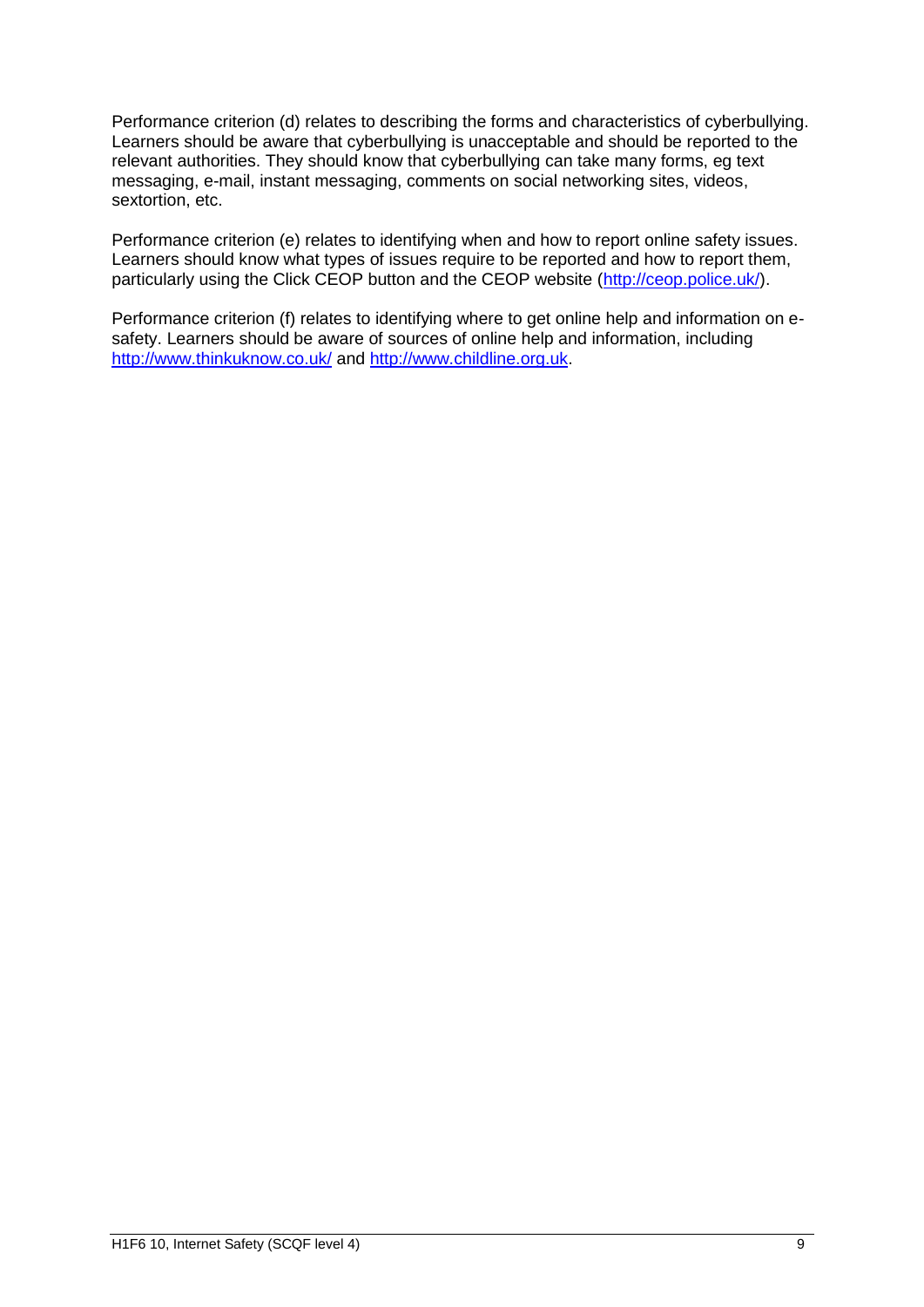Performance criterion (d) relates to describing the forms and characteristics of cyberbullying. Learners should be aware that cyberbullying is unacceptable and should be reported to the relevant authorities. They should know that cyberbullying can take many forms, eg text messaging, e-mail, instant messaging, comments on social networking sites, videos, sextortion, etc.

Performance criterion (e) relates to identifying when and how to report online safety issues. Learners should know what types of issues require to be reported and how to report them, particularly using the Click CEOP button and the CEOP website (http://ceop.police.uk/).

Performance criterion (f) relates to identifying where to get online help and information on e-safety. Learners should be aware of sources of online help and information, including http://www.thinkuknow.co.uk/ and http://www.childline.org.uk.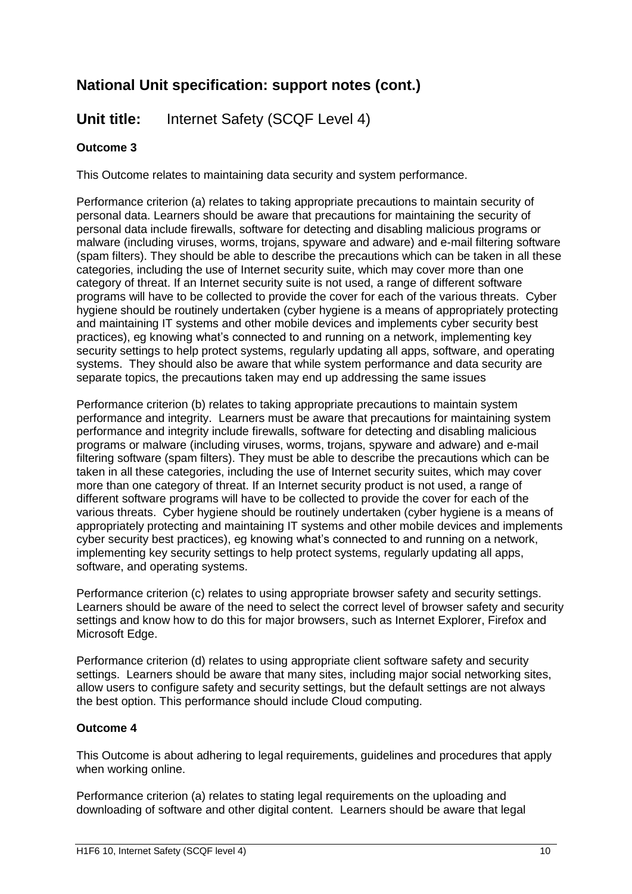## National Unit specification: support notes (cont.)

## Unit title: Internet Safety (SCQF Level 4)

**Outcome 3**

This Outcome relates to maintaining data security and system performance.

Performance criterion (a) relates to taking appropriate precautions to maintain security of personal data. Learners should be aware that precautions for maintaining the security of personal data include firewalls, software for detecting and disabling malicious programs or malware (including viruses, worms, trojans, spyware and adware) and e-mail filtering software (spam filters). They should be able to describe the precautions which can be taken in all these categories, including the use of Internet security suite, which may cover more than one category of threat. If an Internet security suite is not used, a range of different software programs will have to be collected to provide the cover for each of the various threats. Cyber hygiene should be routinely undertaken (cyber hygiene is a means of appropriately protecting and maintaining IT systems and other mobile devices and implements cyber security best practices), eg knowing what's connected to and running on a network, implementing key security settings to help protect systems, regularly updating all apps, software, and operating systems. They should also be aware that while system performance and data security are separate topics, the precautions taken may end up addressing the same issues

Performance criterion (b) relates to taking appropriate precautions to maintain system performance and integrity. Learners must be aware that precautions for maintaining system performance and integrity include firewalls, software for detecting and disabling malicious programs or malware (including viruses, worms, trojans, spyware and adware) and e-mail filtering software (spam filters). They must be able to describe the precautions which can be taken in all these categories, including the use of Internet security suites, which may cover more than one category of threat. If an Internet security product is not used, a range of different software programs will have to be collected to provide the cover for each of the various threats. Cyber hygiene should be routinely undertaken (cyber hygiene is a means of appropriately protecting and maintaining IT systems and other mobile devices and implements cyber security best practices), eg knowing what's connected to and running on a network, implementing key security settings to help protect systems, regularly updating all apps, software, and operating systems.

Performance criterion (c) relates to using appropriate browser safety and security settings. Learners should be aware of the need to select the correct level of browser safety and security settings and know how to do this for major browsers, such as Internet Explorer, Firefox and Microsoft Edge.

Performance criterion (d) relates to using appropriate client software safety and security settings. Learners should be aware that many sites, including major social networking sites, allow users to configure safety and security settings, but the default settings are not always the best option. This performance should include Cloud computing.

**Outcome 4**

This Outcome is about adhering to legal requirements, guidelines and procedures that apply when working online.

Performance criterion (a) relates to stating legal requirements on the uploading and downloading of software and other digital content. Learners should be aware that legal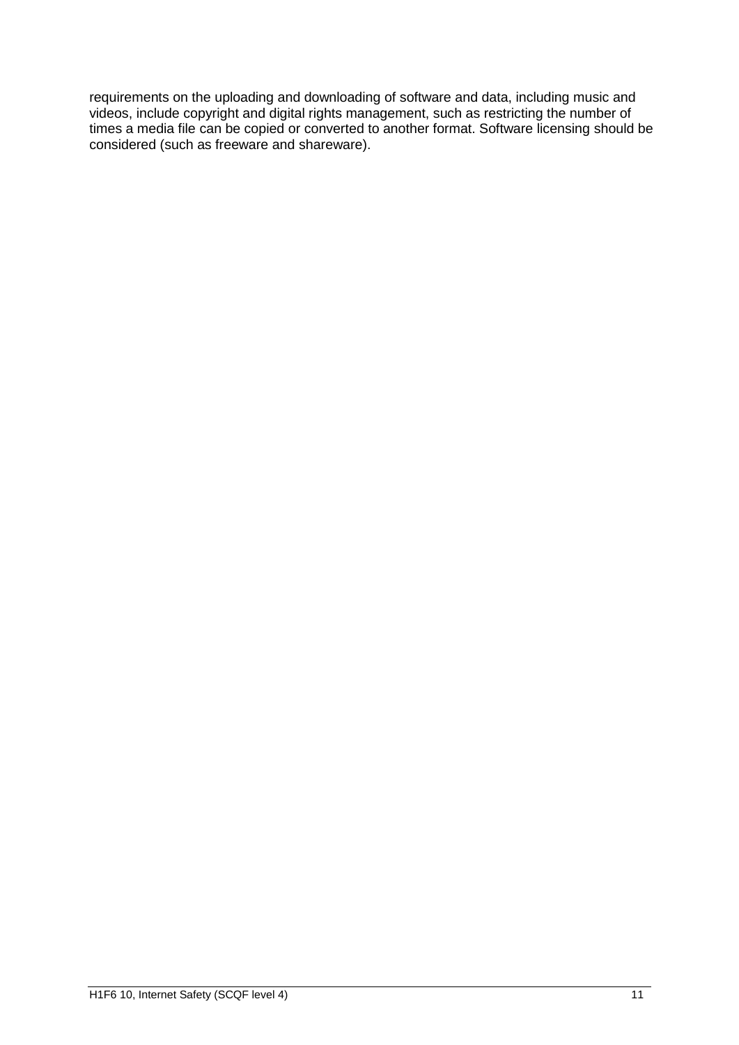requirements on the uploading and downloading of software and data, including music and videos, include copyright and digital rights management, such as restricting the number of times a media file can be copied or converted to another format. Software licensing should be considered (such as freeware and shareware).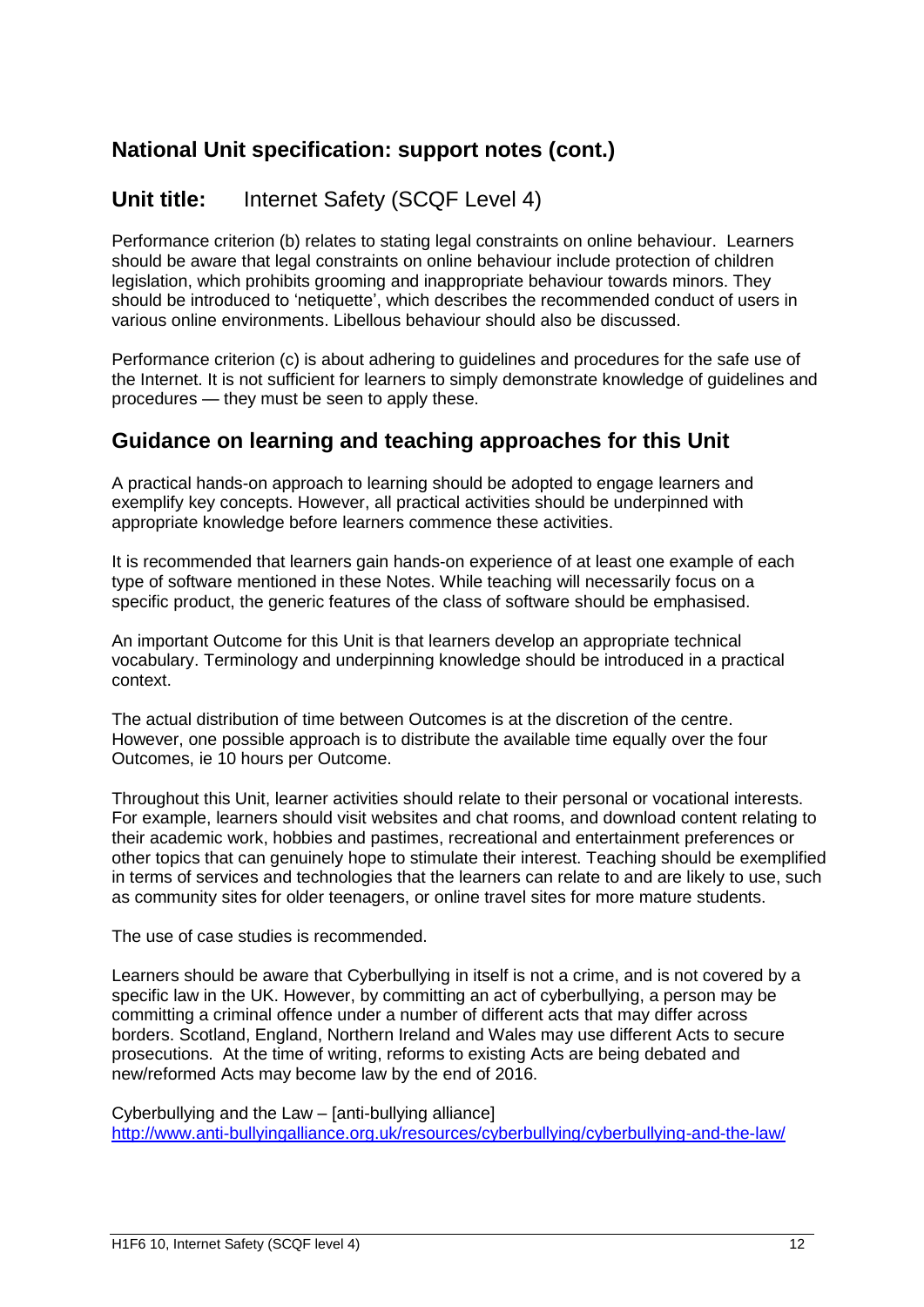## National Unit specification: support notes (cont.)

## Unit title: Internet Safety (SCQF Level 4)

Performance criterion (b) relates to stating legal constraints on online behaviour. Learners should be aware that legal constraints on online behaviour include protection of children legislation, which prohibits grooming and inappropriate behaviour towards minors. They should be introduced to 'netiquette', which describes the recommended conduct of users in various online environments. Libellous behaviour should also be discussed.

Performance criterion (c) is about adhering to guidelines and procedures for the safe use of the Internet. It is not sufficient for learners to simply demonstrate knowledge of guidelines and procedures — they must be seen to apply these.

## Guidance on learning and teaching approaches for this Unit

A practical hands-on approach to learning should be adopted to engage learners and exemplify key concepts. However, all practical activities should be underpinned with appropriate knowledge before learners commence these activities.

It is recommended that learners gain hands-on experience of at least one example of each type of software mentioned in these Notes. While teaching will necessarily focus on a specific product, the generic features of the class of software should be emphasised.

An important Outcome for this Unit is that learners develop an appropriate technical vocabulary. Terminology and underpinning knowledge should be introduced in a practical context.

The actual distribution of time between Outcomes is at the discretion of the centre. However, one possible approach is to distribute the available time equally over the four Outcomes, ie 10 hours per Outcome.

Throughout this Unit, learner activities should relate to their personal or vocational interests. For example, learners should visit websites and chat rooms, and download content relating to their academic work, hobbies and pastimes, recreational and entertainment preferences or other topics that can genuinely hope to stimulate their interest. Teaching should be exemplified in terms of services and technologies that the learners can relate to and are likely to use, such as community sites for older teenagers, or online travel sites for more mature students.

The use of case studies is recommended.

Learners should be aware that Cyberbullying in itself is not a crime, and is not covered by a specific law in the UK. However, by committing an act of cyberbullying, a person may be committing a criminal offence under a number of different acts that may differ across borders. Scotland, England, Northern Ireland and Wales may use different Acts to secure prosecutions. At the time of writing, reforms to existing Acts are being debated and new/reformed Acts may become law by the end of 2016.

Cyberbullying and the Law – [anti-bullying alliance]
http://www.anti-bullyingalliance.org.uk/resources/cyberbullying/cyberbullying-and-the-law/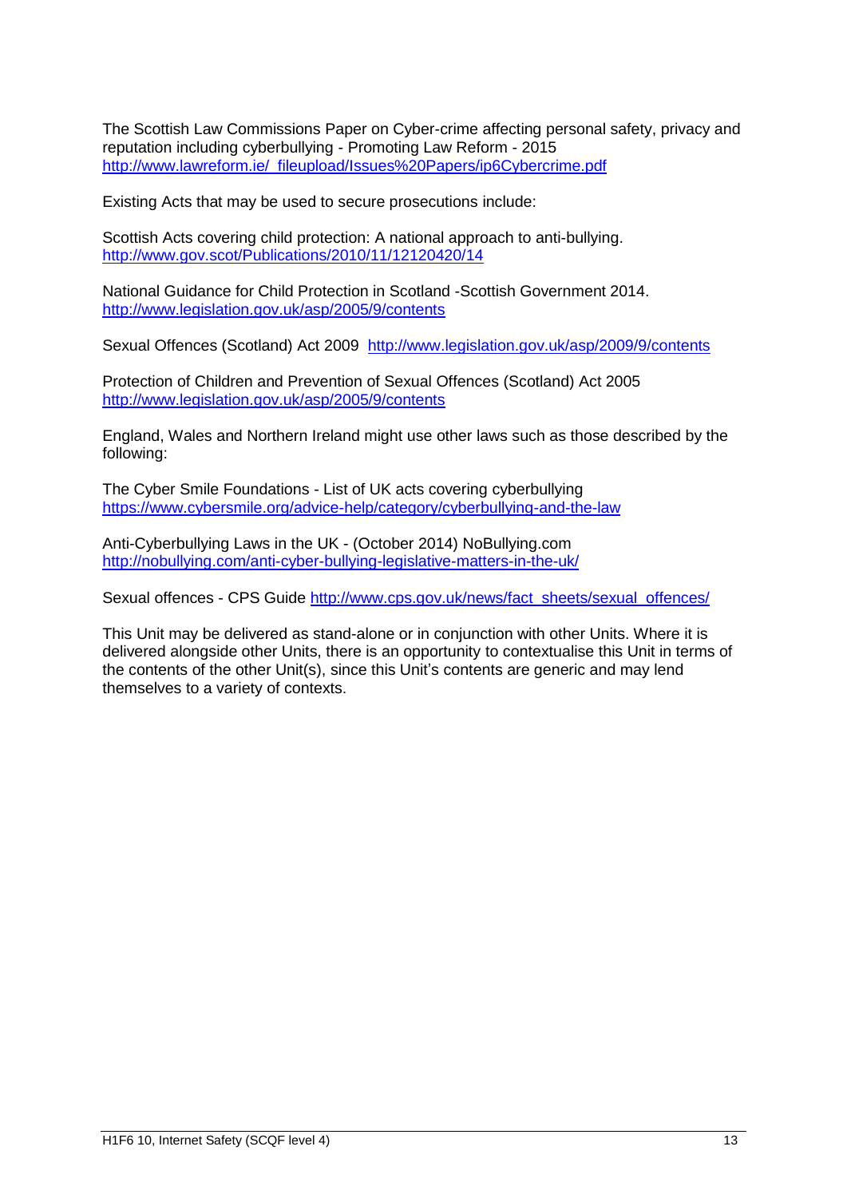The Scottish Law Commissions Paper on Cyber-crime affecting personal safety, privacy and reputation including cyberbullying - Promoting Law Reform - 2015
http://www.lawreform.ie/_fileupload/Issues%20Papers/ip6Cybercrime.pdf

Existing Acts that may be used to secure prosecutions include:

Scottish Acts covering child protection: A national approach to anti-bullying.
http://www.gov.scot/Publications/2010/11/12120420/14

National Guidance for Child Protection in Scotland -Scottish Government 2014.
http://www.legislation.gov.uk/asp/2005/9/contents

Sexual Offences (Scotland) Act 2009 http://www.legislation.gov.uk/asp/2009/9/contents

Protection of Children and Prevention of Sexual Offences (Scotland) Act 2005
http://www.legislation.gov.uk/asp/2005/9/contents

England, Wales and Northern Ireland might use other laws such as those described by the following:

The Cyber Smile Foundations - List of UK acts covering cyberbullying
https://www.cybersmile.org/advice-help/category/cyberbullying-and-the-law

Anti-Cyberbullying Laws in the UK - (October 2014) NoBullying.com
http://nobullying.com/anti-cyber-bullying-legislative-matters-in-the-uk/

Sexual offences - CPS Guide http://www.cps.gov.uk/news/fact_sheets/sexual_offences/

This Unit may be delivered as stand-alone or in conjunction with other Units. Where it is delivered alongside other Units, there is an opportunity to contextualise this Unit in terms of the contents of the other Unit(s), since this Unit's contents are generic and may lend themselves to a variety of contexts.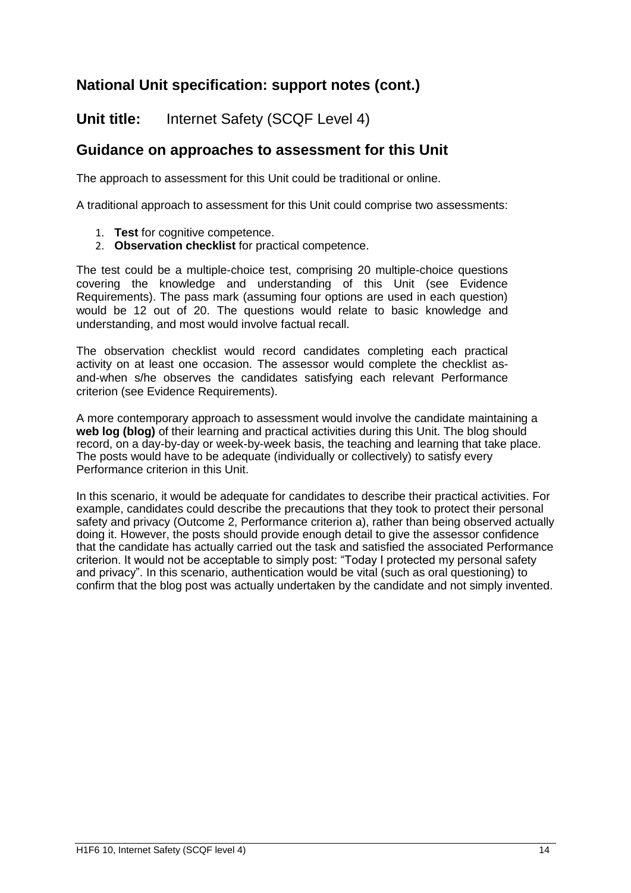## National Unit specification: support notes (cont.)

## Unit title: Internet Safety (SCQF Level 4)

## Guidance on approaches to assessment for this Unit

The approach to assessment for this Unit could be traditional or online.

A traditional approach to assessment for this Unit could comprise two assessments:

1. **Test** for cognitive competence.
2. **Observation checklist** for practical competence.

The test could be a multiple-choice test, comprising 20 multiple-choice questions covering the knowledge and understanding of this Unit (see Evidence Requirements). The pass mark (assuming four options are used in each question) would be 12 out of 20. The questions would relate to basic knowledge and understanding, and most would involve factual recall.

The observation checklist would record candidates completing each practical activity on at least one occasion. The assessor would complete the checklist as-and-when s/he observes the candidates satisfying each relevant Performance criterion (see Evidence Requirements).

A more contemporary approach to assessment would involve the candidate maintaining a **web log (blog)** of their learning and practical activities during this Unit. The blog should record, on a day-by-day or week-by-week basis, the teaching and learning that take place. The posts would have to be adequate (individually or collectively) to satisfy every Performance criterion in this Unit.

In this scenario, it would be adequate for candidates to describe their practical activities. For example, candidates could describe the precautions that they took to protect their personal safety and privacy (Outcome 2, Performance criterion a), rather than being observed actually doing it. However, the posts should provide enough detail to give the assessor confidence that the candidate has actually carried out the task and satisfied the associated Performance criterion. It would not be acceptable to simply post: "Today I protected my personal safety and privacy". In this scenario, authentication would be vital (such as oral questioning) to confirm that the blog post was actually undertaken by the candidate and not simply invented.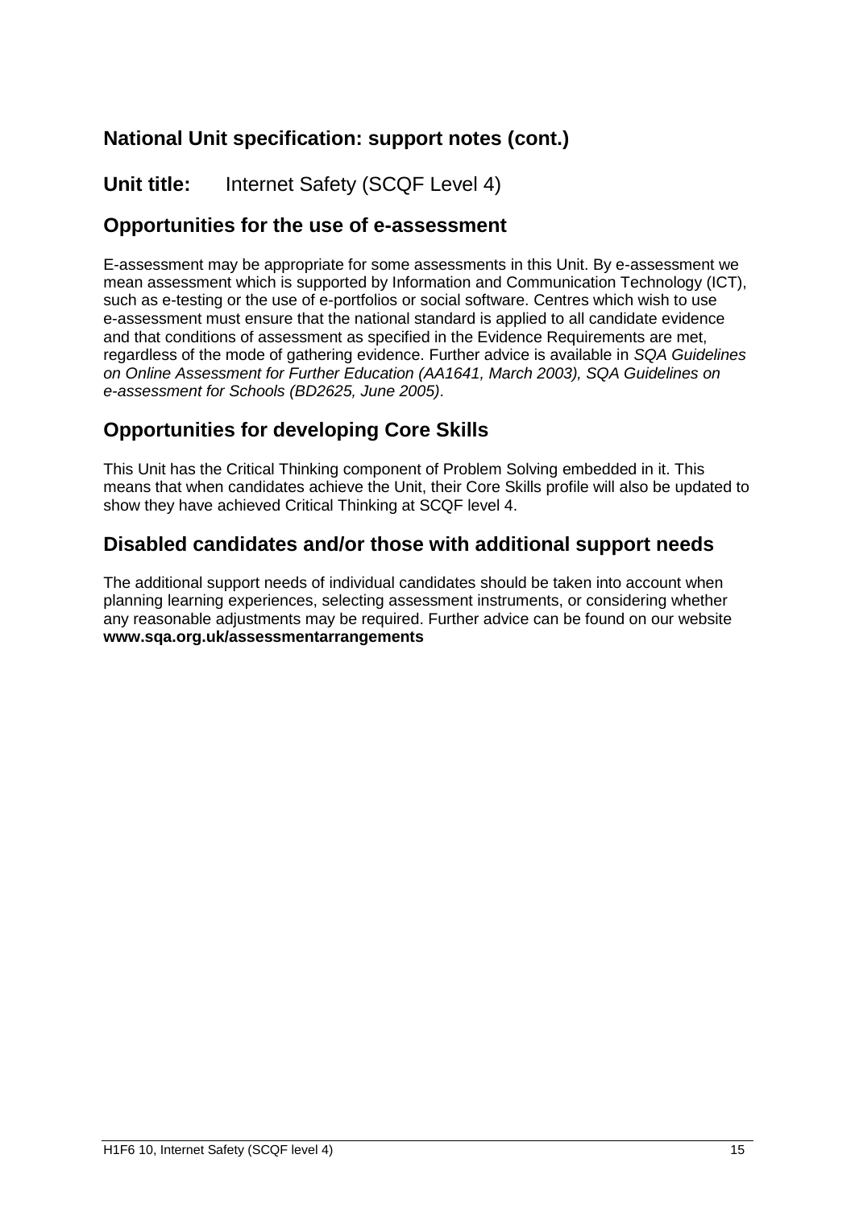## National Unit specification: support notes (cont.)

**Unit title:** Internet Safety (SCQF Level 4)

## Opportunities for the use of e-assessment

E-assessment may be appropriate for some assessments in this Unit. By e-assessment we mean assessment which is supported by Information and Communication Technology (ICT), such as e-testing or the use of e-portfolios or social software. Centres which wish to use e-assessment must ensure that the national standard is applied to all candidate evidence and that conditions of assessment as specified in the Evidence Requirements are met, regardless of the mode of gathering evidence. Further advice is available in *SQA Guidelines on Online Assessment for Further Education (AA1641, March 2003), SQA Guidelines on e-assessment for Schools (BD2625, June 2005)*.

## Opportunities for developing Core Skills

This Unit has the Critical Thinking component of Problem Solving embedded in it. This means that when candidates achieve the Unit, their Core Skills profile will also be updated to show they have achieved Critical Thinking at SCQF level 4.

## Disabled candidates and/or those with additional support needs

The additional support needs of individual candidates should be taken into account when planning learning experiences, selecting assessment instruments, or considering whether any reasonable adjustments may be required. Further advice can be found on our website **www.sqa.org.uk/assessmentarrangements**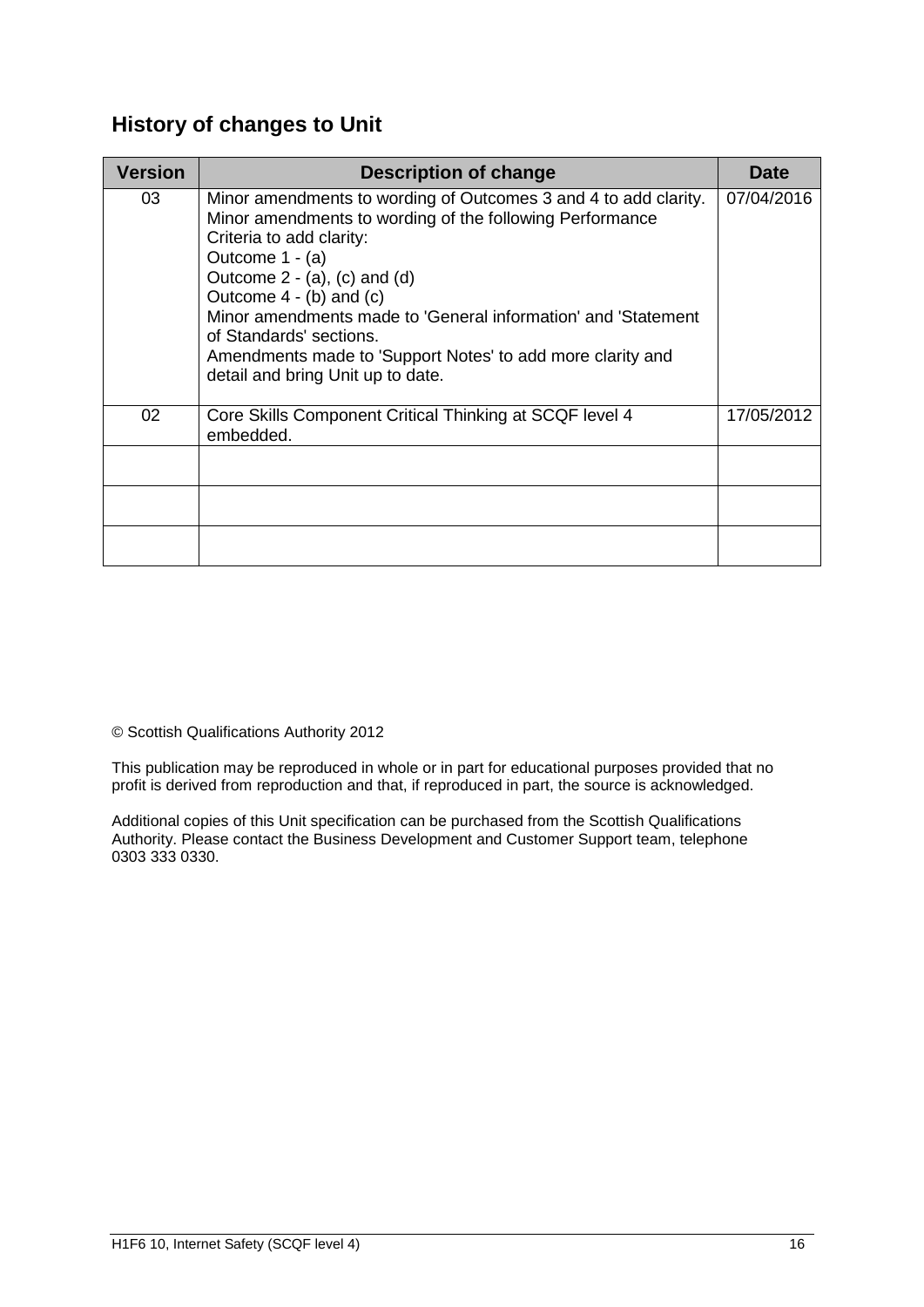## History of changes to Unit

| Version | Description of change | Date |
|---|---|---|
| 03 | Minor amendments to wording of Outcomes 3 and 4 to add clarity.<br>Minor amendments to wording of the following Performance Criteria to add clarity:<br>Outcome 1 - (a)<br>Outcome 2 - (a), (c) and (d)<br>Outcome 4 - (b) and (c)<br>Minor amendments made to 'General information' and 'Statement of Standards' sections.<br>Amendments made to 'Support Notes' to add more clarity and detail and bring Unit up to date. | 07/04/2016 |
| 02 | Core Skills Component Critical Thinking at SCQF level 4 embedded. | 17/05/2012 |
| | | |
| | | |
| | | |

© Scottish Qualifications Authority 2012

This publication may be reproduced in whole or in part for educational purposes provided that no profit is derived from reproduction and that, if reproduced in part, the source is acknowledged.

Additional copies of this Unit specification can be purchased from the Scottish Qualifications Authority. Please contact the Business Development and Customer Support team, telephone 0303 333 0330.